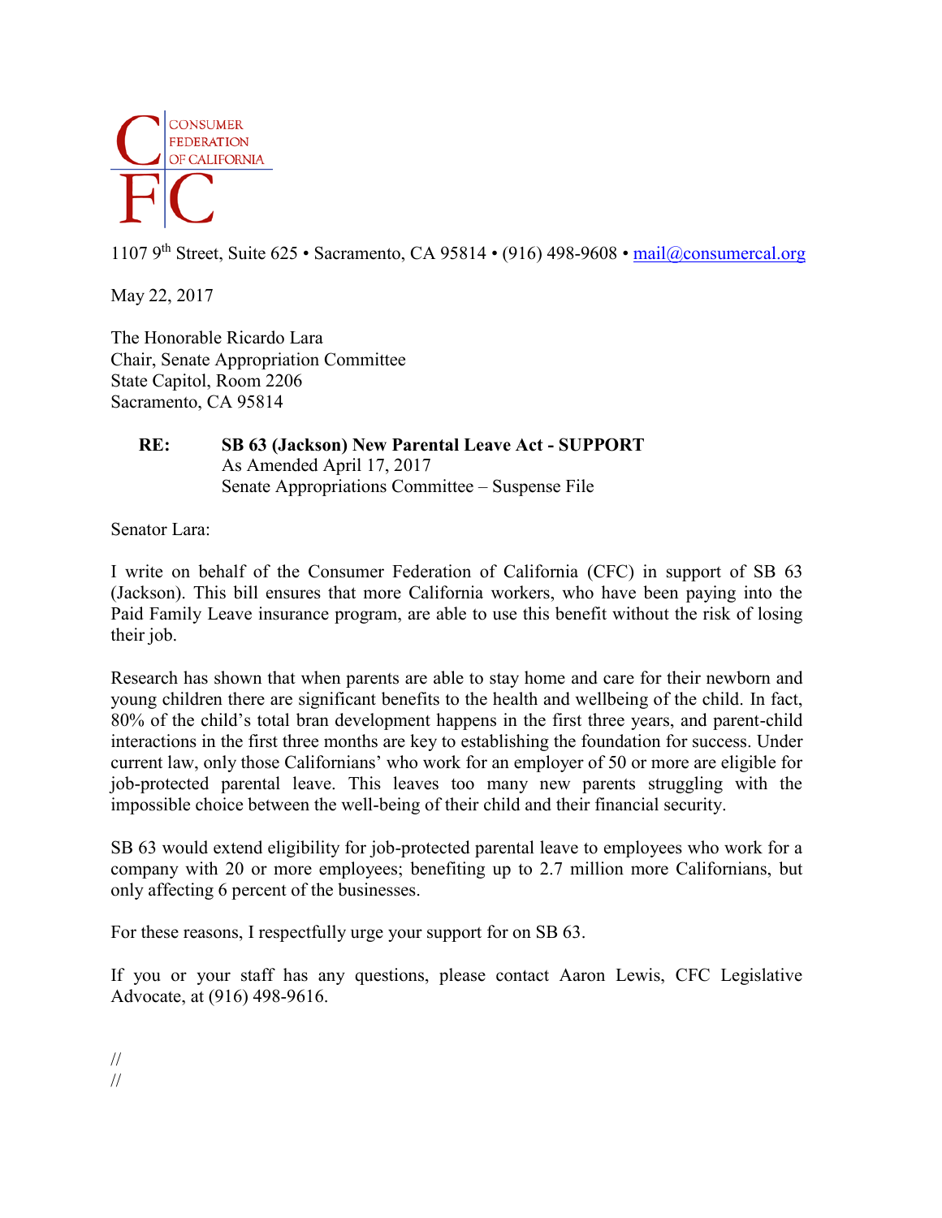CONSUMER FEDERATION OF CALIFORNIA

CFC

1107 9th Street, Suite 625 • Sacramento, CA 95814 • (916) 498-9608 • mail@consumercal.org

May 22, 2017

The Honorable Ricardo Lara
Chair, Senate Appropriation Committee
State Capitol, Room 2206
Sacramento, CA 95814

**RE: SB 63 (Jackson) New Parental Leave Act - SUPPORT**
As Amended April 17, 2017
Senate Appropriations Committee – Suspense File

Senator Lara:

I write on behalf of the Consumer Federation of California (CFC) in support of SB 63 (Jackson). This bill ensures that more California workers, who have been paying into the Paid Family Leave insurance program, are able to use this benefit without the risk of losing their job.

Research has shown that when parents are able to stay home and care for their newborn and young children there are significant benefits to the health and wellbeing of the child. In fact, 80% of the child's total bran development happens in the first three years, and parent-child interactions in the first three months are key to establishing the foundation for success. Under current law, only those Californians' who work for an employer of 50 or more are eligible for job-protected parental leave. This leaves too many new parents struggling with the impossible choice between the well-being of their child and their financial security.

SB 63 would extend eligibility for job-protected parental leave to employees who work for a company with 20 or more employees; benefiting up to 2.7 million more Californians, but only affecting 6 percent of the businesses.

For these reasons, I respectfully urge your support for on SB 63.

If you or your staff has any questions, please contact Aaron Lewis, CFC Legislative Advocate, at (916) 498-9616.

//
//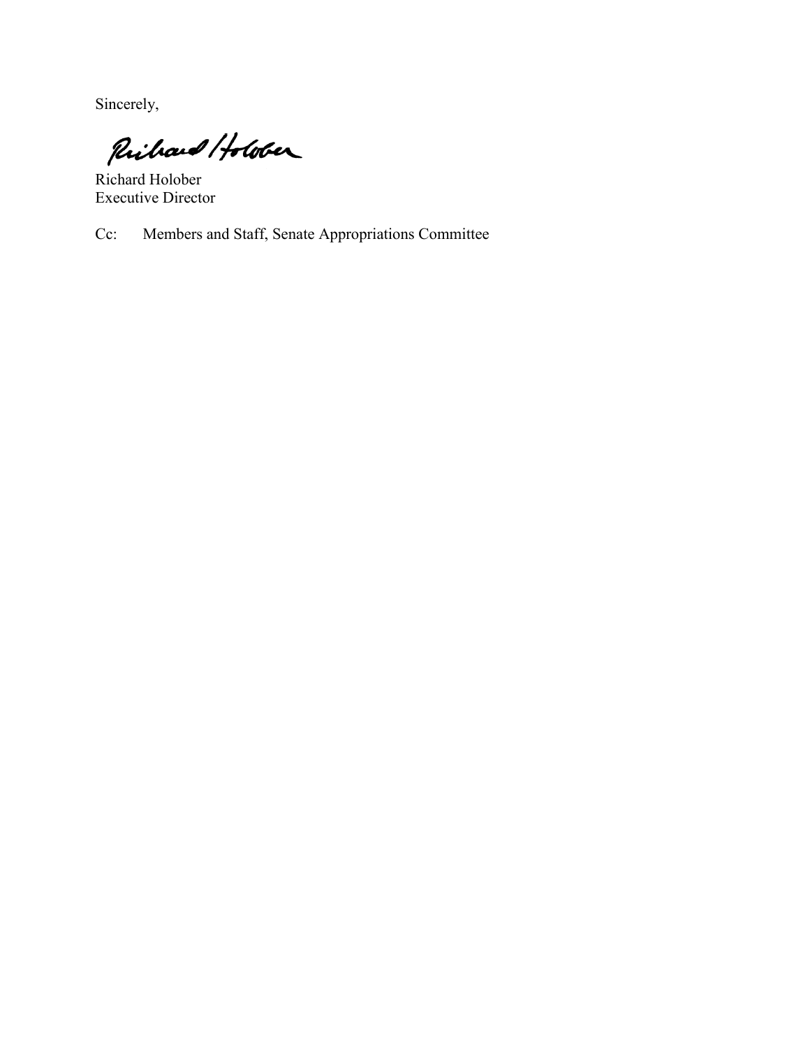Sincerely,

Richard Holober
Executive Director

Cc: Members and Staff, Senate Appropriations Committee